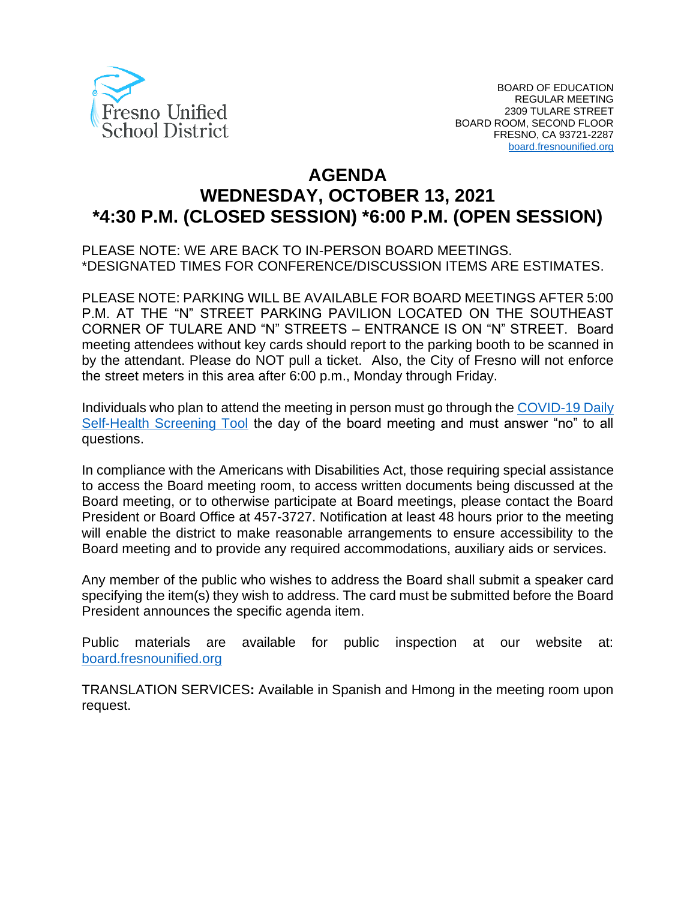Fresno Unified School District

BOARD OF EDUCATION
REGULAR MEETING
2309 TULARE STREET
BOARD ROOM, SECOND FLOOR
FRESNO, CA 93721-2287
[board.fresnounified.org](board.fresnounified.org)

# AGENDA
# WEDNESDAY, OCTOBER 13, 2021
# *4:30 P.M. (CLOSED SESSION) *6:00 P.M. (OPEN SESSION)

PLEASE NOTE: WE ARE BACK TO IN-PERSON BOARD MEETINGS.
*DESIGNATED TIMES FOR CONFERENCE/DISCUSSION ITEMS ARE ESTIMATES.

PLEASE NOTE: PARKING WILL BE AVAILABLE FOR BOARD MEETINGS AFTER 5:00 P.M. AT THE "N" STREET PARKING PAVILION LOCATED ON THE SOUTHEAST CORNER OF TULARE AND "N" STREETS – ENTRANCE IS ON "N" STREET. Board meeting attendees without key cards should report to the parking booth to be scanned in by the attendant. Please do NOT pull a ticket. Also, the City of Fresno will not enforce the street meters in this area after 6:00 p.m., Monday through Friday.

Individuals who plan to attend the meeting in person must go through the [COVID-19 Daily Self-Health Screening Tool]() the day of the board meeting and must answer "no" to all questions.

In compliance with the Americans with Disabilities Act, those requiring special assistance to access the Board meeting room, to access written documents being discussed at the Board meeting, or to otherwise participate at Board meetings, please contact the Board President or Board Office at 457-3727. Notification at least 48 hours prior to the meeting will enable the district to make reasonable arrangements to ensure accessibility to the Board meeting and to provide any required accommodations, auxiliary aids or services.

Any member of the public who wishes to address the Board shall submit a speaker card specifying the item(s) they wish to address. The card must be submitted before the Board President announces the specific agenda item.

Public materials are available for public inspection at our website at: [board.fresnounified.org](board.fresnounified.org)

TRANSLATION SERVICES**:** Available in Spanish and Hmong in the meeting room upon request.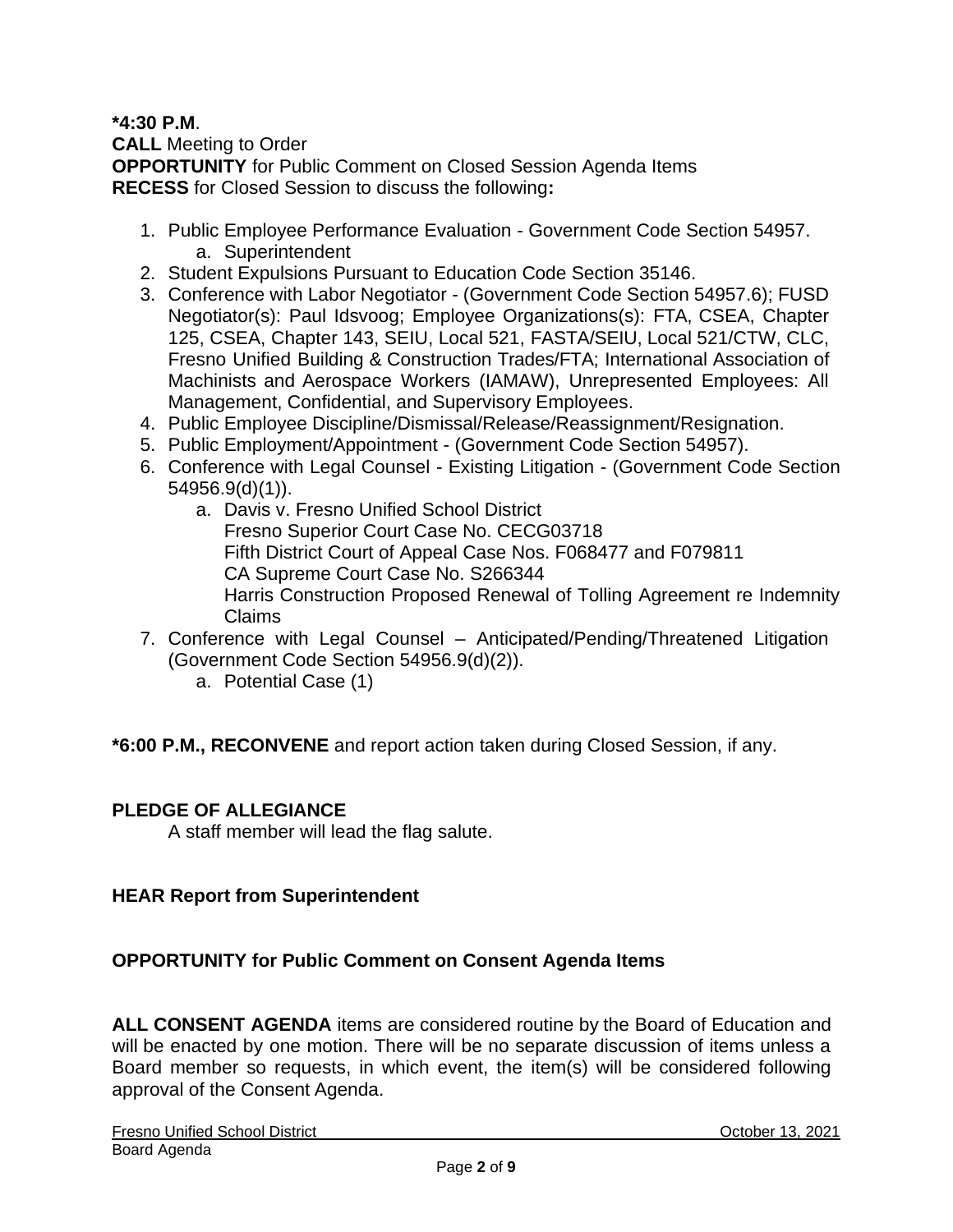**\*4:30 P.M**.
**CALL** Meeting to Order
**OPPORTUNITY** for Public Comment on Closed Session Agenda Items
**RECESS** for Closed Session to discuss the following**:**

1. Public Employee Performance Evaluation - Government Code Section 54957.
   a. Superintendent
2. Student Expulsions Pursuant to Education Code Section 35146.
3. Conference with Labor Negotiator - (Government Code Section 54957.6); FUSD Negotiator(s): Paul Idsvoog; Employee Organizations(s): FTA, CSEA, Chapter 125, CSEA, Chapter 143, SEIU, Local 521, FASTA/SEIU, Local 521/CTW, CLC, Fresno Unified Building & Construction Trades/FTA; International Association of Machinists and Aerospace Workers (IAMAW), Unrepresented Employees: All Management, Confidential, and Supervisory Employees.
4. Public Employee Discipline/Dismissal/Release/Reassignment/Resignation.
5. Public Employment/Appointment - (Government Code Section 54957).
6. Conference with Legal Counsel - Existing Litigation - (Government Code Section 54956.9(d)(1)).
   a. Davis v. Fresno Unified School District
      Fresno Superior Court Case No. CECG03718
      Fifth District Court of Appeal Case Nos. F068477 and F079811
      CA Supreme Court Case No. S266344
      Harris Construction Proposed Renewal of Tolling Agreement re Indemnity Claims
7. Conference with Legal Counsel – Anticipated/Pending/Threatened Litigation (Government Code Section 54956.9(d)(2)).
   a. Potential Case (1)

**\*6:00 P.M., RECONVENE** and report action taken during Closed Session, if any.

**PLEDGE OF ALLEGIANCE**
A staff member will lead the flag salute.

**HEAR Report from Superintendent**

**OPPORTUNITY for Public Comment on Consent Agenda Items**

**ALL CONSENT AGENDA** items are considered routine by the Board of Education and will be enacted by one motion. There will be no separate discussion of items unless a Board member so requests, in which event, the item(s) will be considered following approval of the Consent Agenda.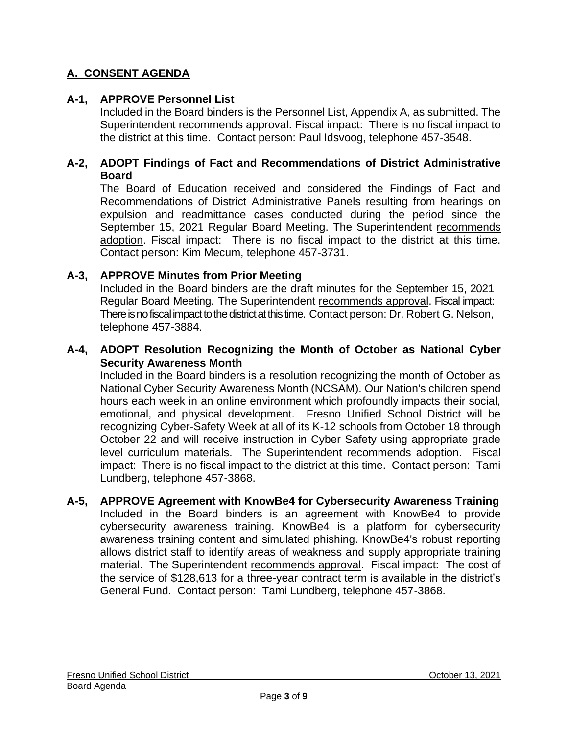## A. CONSENT AGENDA

### A-1, APPROVE Personnel List

Included in the Board binders is the Personnel List, Appendix A, as submitted. The Superintendent recommends approval. Fiscal impact: There is no fiscal impact to the district at this time. Contact person: Paul Idsvoog, telephone 457-3548.

### A-2, ADOPT Findings of Fact and Recommendations of District Administrative Board

The Board of Education received and considered the Findings of Fact and Recommendations of District Administrative Panels resulting from hearings on expulsion and readmittance cases conducted during the period since the September 15, 2021 Regular Board Meeting. The Superintendent recommends adoption. Fiscal impact: There is no fiscal impact to the district at this time. Contact person: Kim Mecum, telephone 457-3731.

### A-3, APPROVE Minutes from Prior Meeting

Included in the Board binders are the draft minutes for the September 15, 2021 Regular Board Meeting. The Superintendent recommends approval. Fiscal impact: There is no fiscal impact to the district at this time. Contact person: Dr. Robert G. Nelson, telephone 457-3884.

### A-4, ADOPT Resolution Recognizing the Month of October as National Cyber Security Awareness Month

Included in the Board binders is a resolution recognizing the month of October as National Cyber Security Awareness Month (NCSAM). Our Nation's children spend hours each week in an online environment which profoundly impacts their social, emotional, and physical development. Fresno Unified School District will be recognizing Cyber-Safety Week at all of its K-12 schools from October 18 through October 22 and will receive instruction in Cyber Safety using appropriate grade level curriculum materials. The Superintendent recommends adoption. Fiscal impact: There is no fiscal impact to the district at this time. Contact person: Tami Lundberg, telephone 457-3868.

### A-5, APPROVE Agreement with KnowBe4 for Cybersecurity Awareness Training

Included in the Board binders is an agreement with KnowBe4 to provide cybersecurity awareness training. KnowBe4 is a platform for cybersecurity awareness training content and simulated phishing. KnowBe4's robust reporting allows district staff to identify areas of weakness and supply appropriate training material. The Superintendent recommends approval. Fiscal impact: The cost of the service of $128,613 for a three-year contract term is available in the district's General Fund. Contact person: Tami Lundberg, telephone 457-3868.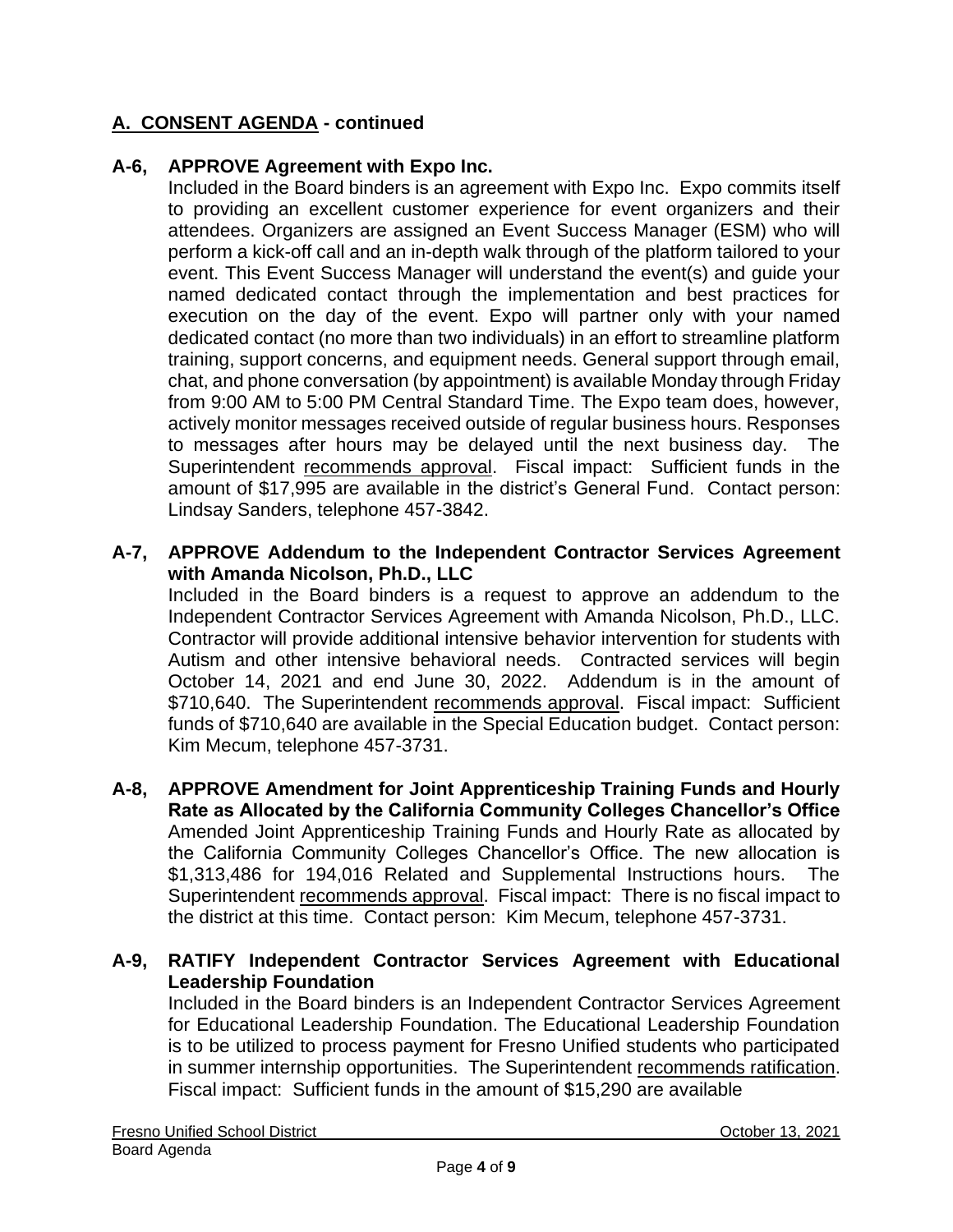## A. CONSENT AGENDA - continued

### A-6, APPROVE Agreement with Expo Inc.

Included in the Board binders is an agreement with Expo Inc. Expo commits itself to providing an excellent customer experience for event organizers and their attendees. Organizers are assigned an Event Success Manager (ESM) who will perform a kick-off call and an in-depth walk through of the platform tailored to your event. This Event Success Manager will understand the event(s) and guide your named dedicated contact through the implementation and best practices for execution on the day of the event. Expo will partner only with your named dedicated contact (no more than two individuals) in an effort to streamline platform training, support concerns, and equipment needs. General support through email, chat, and phone conversation (by appointment) is available Monday through Friday from 9:00 AM to 5:00 PM Central Standard Time. The Expo team does, however, actively monitor messages received outside of regular business hours. Responses to messages after hours may be delayed until the next business day. The Superintendent recommends approval. Fiscal impact: Sufficient funds in the amount of $17,995 are available in the district's General Fund. Contact person: Lindsay Sanders, telephone 457-3842.

### A-7, APPROVE Addendum to the Independent Contractor Services Agreement with Amanda Nicolson, Ph.D., LLC

Included in the Board binders is a request to approve an addendum to the Independent Contractor Services Agreement with Amanda Nicolson, Ph.D., LLC. Contractor will provide additional intensive behavior intervention for students with Autism and other intensive behavioral needs. Contracted services will begin October 14, 2021 and end June 30, 2022. Addendum is in the amount of $710,640. The Superintendent recommends approval. Fiscal impact: Sufficient funds of $710,640 are available in the Special Education budget. Contact person: Kim Mecum, telephone 457-3731.

### A-8, APPROVE Amendment for Joint Apprenticeship Training Funds and Hourly Rate as Allocated by the California Community Colleges Chancellor's Office

Amended Joint Apprenticeship Training Funds and Hourly Rate as allocated by the California Community Colleges Chancellor's Office. The new allocation is $1,313,486 for 194,016 Related and Supplemental Instructions hours. The Superintendent recommends approval. Fiscal impact: There is no fiscal impact to the district at this time. Contact person: Kim Mecum, telephone 457-3731.

### A-9, RATIFY Independent Contractor Services Agreement with Educational Leadership Foundation

Included in the Board binders is an Independent Contractor Services Agreement for Educational Leadership Foundation. The Educational Leadership Foundation is to be utilized to process payment for Fresno Unified students who participated in summer internship opportunities. The Superintendent recommends ratification. Fiscal impact: Sufficient funds in the amount of $15,290 are available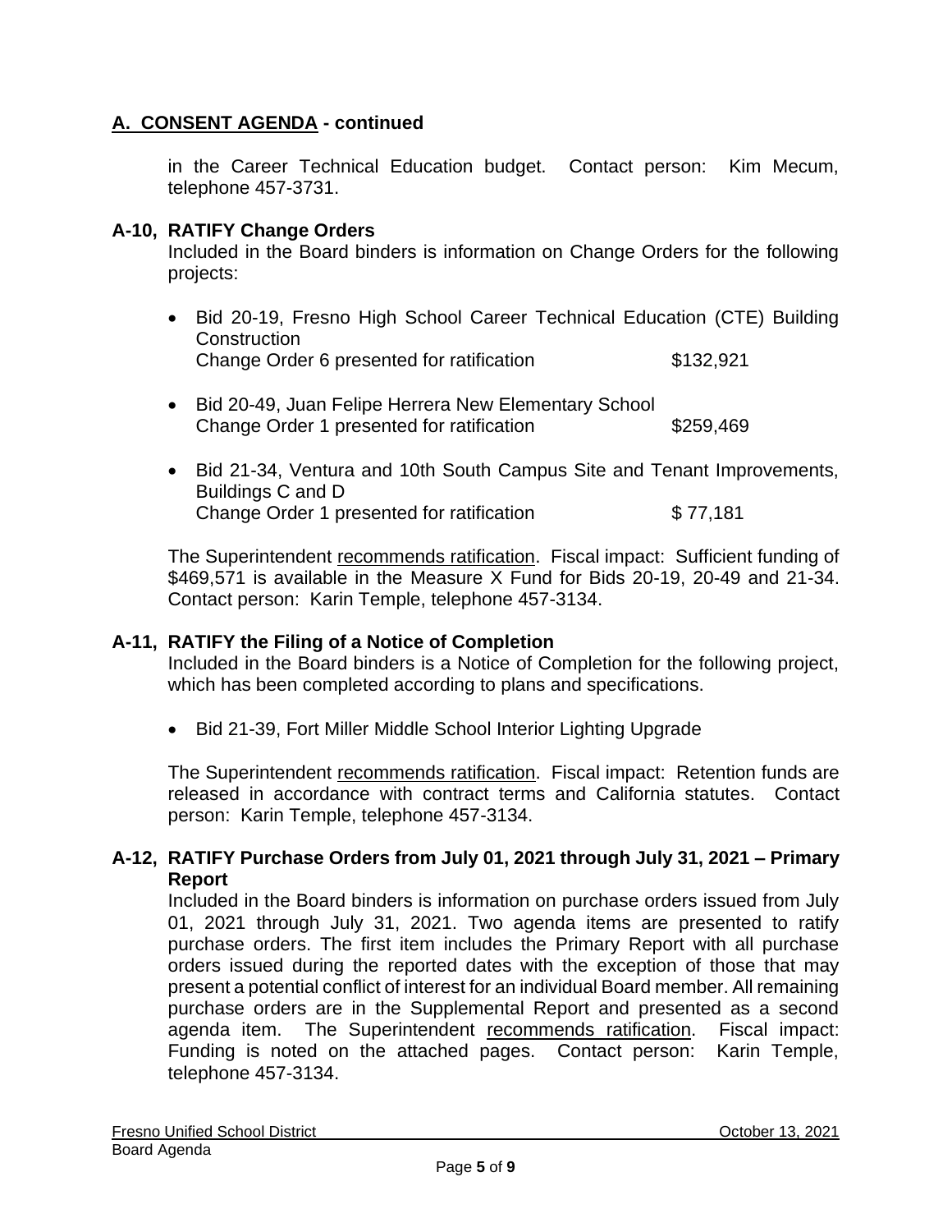## A. CONSENT AGENDA - continued

in the Career Technical Education budget. Contact person: Kim Mecum, telephone 457-3731.

### A-10, RATIFY Change Orders

Included in the Board binders is information on Change Orders for the following projects:

- Bid 20-19, Fresno High School Career Technical Education (CTE) Building Construction
  Change Order 6 presented for ratification $132,921

- Bid 20-49, Juan Felipe Herrera New Elementary School
  Change Order 1 presented for ratification $259,469

- Bid 21-34, Ventura and 10th South Campus Site and Tenant Improvements, Buildings C and D
  Change Order 1 presented for ratification $ 77,181

The Superintendent recommends ratification. Fiscal impact: Sufficient funding of $469,571 is available in the Measure X Fund for Bids 20-19, 20-49 and 21-34. Contact person: Karin Temple, telephone 457-3134.

### A-11, RATIFY the Filing of a Notice of Completion

Included in the Board binders is a Notice of Completion for the following project, which has been completed according to plans and specifications.

- Bid 21-39, Fort Miller Middle School Interior Lighting Upgrade

The Superintendent recommends ratification. Fiscal impact: Retention funds are released in accordance with contract terms and California statutes. Contact person: Karin Temple, telephone 457-3134.

### A-12, RATIFY Purchase Orders from July 01, 2021 through July 31, 2021 – Primary Report

Included in the Board binders is information on purchase orders issued from July 01, 2021 through July 31, 2021. Two agenda items are presented to ratify purchase orders. The first item includes the Primary Report with all purchase orders issued during the reported dates with the exception of those that may present a potential conflict of interest for an individual Board member. All remaining purchase orders are in the Supplemental Report and presented as a second agenda item. The Superintendent recommends ratification. Fiscal impact: Funding is noted on the attached pages. Contact person: Karin Temple, telephone 457-3134.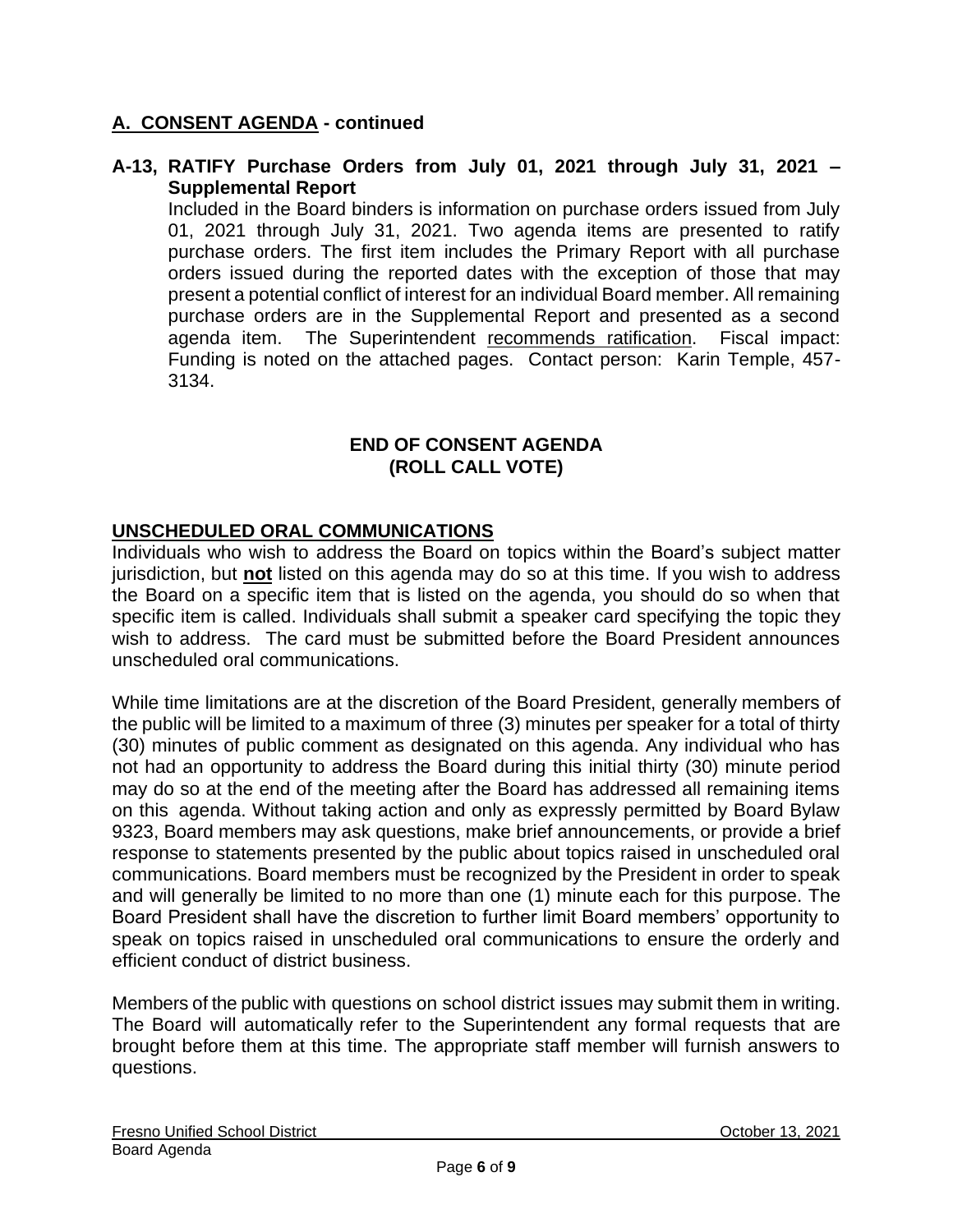## A. CONSENT AGENDA - continued

**A-13, RATIFY Purchase Orders from July 01, 2021 through July 31, 2021 – Supplemental Report**

Included in the Board binders is information on purchase orders issued from July 01, 2021 through July 31, 2021. Two agenda items are presented to ratify purchase orders. The first item includes the Primary Report with all purchase orders issued during the reported dates with the exception of those that may present a potential conflict of interest for an individual Board member. All remaining purchase orders are in the Supplemental Report and presented as a second agenda item. The Superintendent recommends ratification. Fiscal impact: Funding is noted on the attached pages. Contact person: Karin Temple, 457-3134.

**END OF CONSENT AGENDA**
**(ROLL CALL VOTE)**

## UNSCHEDULED ORAL COMMUNICATIONS

Individuals who wish to address the Board on topics within the Board's subject matter jurisdiction, but **not** listed on this agenda may do so at this time. If you wish to address the Board on a specific item that is listed on the agenda, you should do so when that specific item is called. Individuals shall submit a speaker card specifying the topic they wish to address. The card must be submitted before the Board President announces unscheduled oral communications.

While time limitations are at the discretion of the Board President, generally members of the public will be limited to a maximum of three (3) minutes per speaker for a total of thirty (30) minutes of public comment as designated on this agenda. Any individual who has not had an opportunity to address the Board during this initial thirty (30) minute period may do so at the end of the meeting after the Board has addressed all remaining items on this agenda. Without taking action and only as expressly permitted by Board Bylaw 9323, Board members may ask questions, make brief announcements, or provide a brief response to statements presented by the public about topics raised in unscheduled oral communications. Board members must be recognized by the President in order to speak and will generally be limited to no more than one (1) minute each for this purpose. The Board President shall have the discretion to further limit Board members' opportunity to speak on topics raised in unscheduled oral communications to ensure the orderly and efficient conduct of district business.

Members of the public with questions on school district issues may submit them in writing. The Board will automatically refer to the Superintendent any formal requests that are brought before them at this time. The appropriate staff member will furnish answers to questions.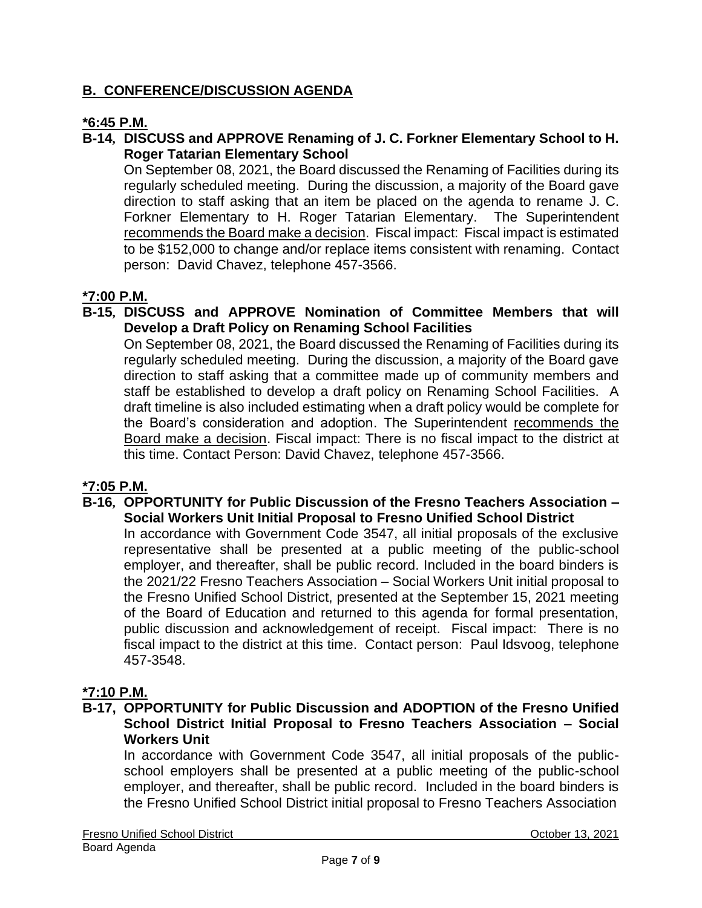## **B. CONFERENCE/DISCUSSION AGENDA**

**\*6:45 P.M.**

**B-14, DISCUSS and APPROVE Renaming of J. C. Forkner Elementary School to H. Roger Tatarian Elementary School**

On September 08, 2021, the Board discussed the Renaming of Facilities during its regularly scheduled meeting. During the discussion, a majority of the Board gave direction to staff asking that an item be placed on the agenda to rename J. C. Forkner Elementary to H. Roger Tatarian Elementary. The Superintendent recommends the Board make a decision. Fiscal impact: Fiscal impact is estimated to be $152,000 to change and/or replace items consistent with renaming. Contact person: David Chavez, telephone 457-3566.

**\*7:00 P.M.**

**B-15, DISCUSS and APPROVE Nomination of Committee Members that will Develop a Draft Policy on Renaming School Facilities**

On September 08, 2021, the Board discussed the Renaming of Facilities during its regularly scheduled meeting. During the discussion, a majority of the Board gave direction to staff asking that a committee made up of community members and staff be established to develop a draft policy on Renaming School Facilities. A draft timeline is also included estimating when a draft policy would be complete for the Board's consideration and adoption. The Superintendent recommends the Board make a decision. Fiscal impact: There is no fiscal impact to the district at this time. Contact Person: David Chavez, telephone 457-3566.

**\*7:05 P.M.**

**B-16, OPPORTUNITY for Public Discussion of the Fresno Teachers Association – Social Workers Unit Initial Proposal to Fresno Unified School District**

In accordance with Government Code 3547, all initial proposals of the exclusive representative shall be presented at a public meeting of the public-school employer, and thereafter, shall be public record. Included in the board binders is the 2021/22 Fresno Teachers Association – Social Workers Unit initial proposal to the Fresno Unified School District, presented at the September 15, 2021 meeting of the Board of Education and returned to this agenda for formal presentation, public discussion and acknowledgement of receipt. Fiscal impact: There is no fiscal impact to the district at this time. Contact person: Paul Idsvoog, telephone 457-3548.

**\*7:10 P.M.**

**B-17, OPPORTUNITY for Public Discussion and ADOPTION of the Fresno Unified School District Initial Proposal to Fresno Teachers Association – Social Workers Unit**

In accordance with Government Code 3547, all initial proposals of the public-school employers shall be presented at a public meeting of the public-school employer, and thereafter, shall be public record. Included in the board binders is the Fresno Unified School District initial proposal to Fresno Teachers Association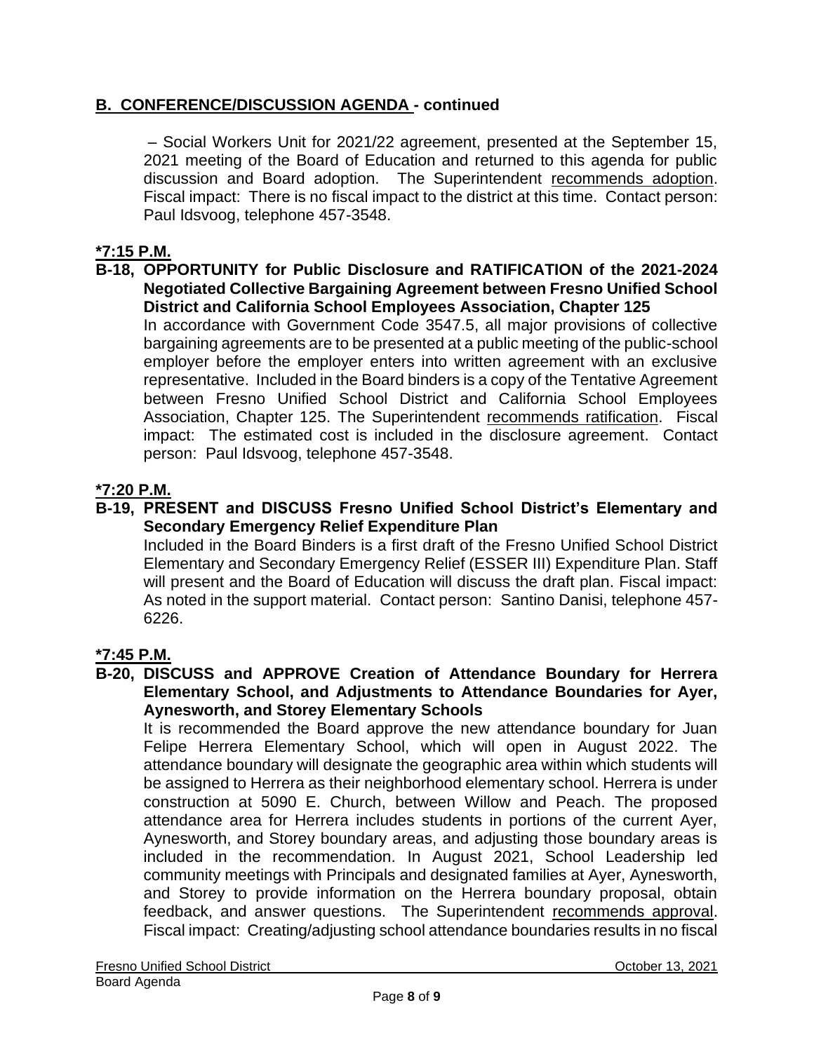## B. CONFERENCE/DISCUSSION AGENDA - continued

– Social Workers Unit for 2021/22 agreement, presented at the September 15, 2021 meeting of the Board of Education and returned to this agenda for public discussion and Board adoption. The Superintendent recommends adoption. Fiscal impact: There is no fiscal impact to the district at this time. Contact person: Paul Idsvoog, telephone 457-3548.

**\*7:15 P.M.**

**B-18, OPPORTUNITY for Public Disclosure and RATIFICATION of the 2021-2024 Negotiated Collective Bargaining Agreement between Fresno Unified School District and California School Employees Association, Chapter 125**

In accordance with Government Code 3547.5, all major provisions of collective bargaining agreements are to be presented at a public meeting of the public-school employer before the employer enters into written agreement with an exclusive representative. Included in the Board binders is a copy of the Tentative Agreement between Fresno Unified School District and California School Employees Association, Chapter 125. The Superintendent recommends ratification. Fiscal impact: The estimated cost is included in the disclosure agreement. Contact person: Paul Idsvoog, telephone 457-3548.

**\*7:20 P.M.**

**B-19, PRESENT and DISCUSS Fresno Unified School District's Elementary and Secondary Emergency Relief Expenditure Plan**

Included in the Board Binders is a first draft of the Fresno Unified School District Elementary and Secondary Emergency Relief (ESSER III) Expenditure Plan. Staff will present and the Board of Education will discuss the draft plan. Fiscal impact: As noted in the support material. Contact person: Santino Danisi, telephone 457-6226.

**\*7:45 P.M.**

**B-20, DISCUSS and APPROVE Creation of Attendance Boundary for Herrera Elementary School, and Adjustments to Attendance Boundaries for Ayer, Aynesworth, and Storey Elementary Schools**

It is recommended the Board approve the new attendance boundary for Juan Felipe Herrera Elementary School, which will open in August 2022. The attendance boundary will designate the geographic area within which students will be assigned to Herrera as their neighborhood elementary school. Herrera is under construction at 5090 E. Church, between Willow and Peach. The proposed attendance area for Herrera includes students in portions of the current Ayer, Aynesworth, and Storey boundary areas, and adjusting those boundary areas is included in the recommendation. In August 2021, School Leadership led community meetings with Principals and designated families at Ayer, Aynesworth, and Storey to provide information on the Herrera boundary proposal, obtain feedback, and answer questions. The Superintendent recommends approval. Fiscal impact: Creating/adjusting school attendance boundaries results in no fiscal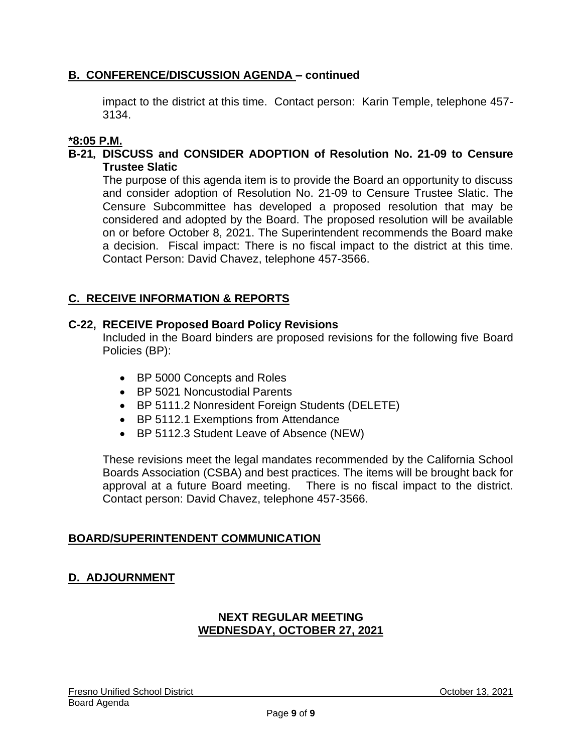## B. CONFERENCE/DISCUSSION AGENDA – continued

impact to the district at this time. Contact person: Karin Temple, telephone 457-3134.

**\*8:05 P.M.**

**B-21, DISCUSS and CONSIDER ADOPTION of Resolution No. 21-09 to Censure Trustee Slatic**

The purpose of this agenda item is to provide the Board an opportunity to discuss and consider adoption of Resolution No. 21-09 to Censure Trustee Slatic. The Censure Subcommittee has developed a proposed resolution that may be considered and adopted by the Board. The proposed resolution will be available on or before October 8, 2021. The Superintendent recommends the Board make a decision. Fiscal impact: There is no fiscal impact to the district at this time. Contact Person: David Chavez, telephone 457-3566.

## C. RECEIVE INFORMATION & REPORTS

**C-22, RECEIVE Proposed Board Policy Revisions**

Included in the Board binders are proposed revisions for the following five Board Policies (BP):

- BP 5000 Concepts and Roles
- BP 5021 Noncustodial Parents
- BP 5111.2 Nonresident Foreign Students (DELETE)
- BP 5112.1 Exemptions from Attendance
- BP 5112.3 Student Leave of Absence (NEW)

These revisions meet the legal mandates recommended by the California School Boards Association (CSBA) and best practices. The items will be brought back for approval at a future Board meeting. There is no fiscal impact to the district. Contact person: David Chavez, telephone 457-3566.

## BOARD/SUPERINTENDENT COMMUNICATION

## D. ADJOURNMENT

**NEXT REGULAR MEETING**
**WEDNESDAY, OCTOBER 27, 2021**